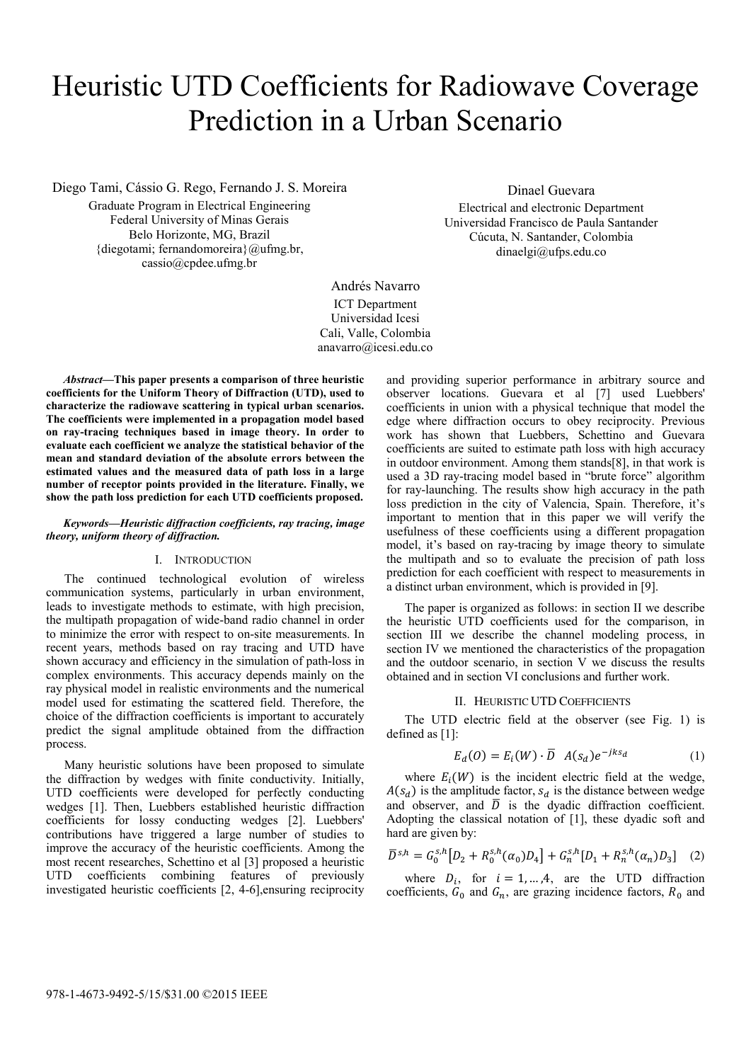# Heuristic UTD Coefficients for Radiowave Coverage Prediction in a Urban Scenario

Diego Tami, Cássio G. Rego, Fernando J. S. Moreira
Graduate Program in Electrical Engineering
Federal University of Minas Gerais
Belo Horizonte, MG, Brazil
{diegotami; fernandomoreira}@ufmg.br,
cassio@cpdee.ufmg.br

Dinael Guevara
Electrical and electronic Department
Universidad Francisco de Paula Santander
Cúcuta, N. Santander, Colombia
dinaelgi@ufps.edu.co

Andrés Navarro
ICT Department
Universidad Icesi
Cali, Valle, Colombia
anavarro@icesi.edu.co

***Abstract*—This paper presents a comparison of three heuristic coefficients for the Uniform Theory of Diffraction (UTD), used to characterize the radiowave scattering in typical urban scenarios. The coefficients were implemented in a propagation model based on ray-tracing techniques based in image theory. In order to evaluate each coefficient we analyze the statistical behavior of the mean and standard deviation of the absolute errors between the estimated values and the measured data of path loss in a large number of receptor points provided in the literature. Finally, we show the path loss prediction for each UTD coefficients proposed.**

***Keywords*—*Heuristic diffraction coefficients, ray tracing, image theory, uniform theory of diffraction.***

## I. Introduction

The continued technological evolution of wireless communication systems, particularly in urban environment, leads to investigate methods to estimate, with high precision, the multipath propagation of wide-band radio channel in order to minimize the error with respect to on-site measurements. In recent years, methods based on ray tracing and UTD have shown accuracy and efficiency in the simulation of path-loss in complex environments. This accuracy depends mainly on the ray physical model in realistic environments and the numerical model used for estimating the scattered field. Therefore, the choice of the diffraction coefficients is important to accurately predict the signal amplitude obtained from the diffraction process.

Many heuristic solutions have been proposed to simulate the diffraction by wedges with finite conductivity. Initially, UTD coefficients were developed for perfectly conducting wedges [1]. Then, Luebbers established heuristic diffraction coefficients for lossy conducting wedges [2]. Luebbers' contributions have triggered a large number of studies to improve the accuracy of the heuristic coefficients. Among the most recent researches, Schettino et al [3] proposed a heuristic UTD coefficients combining features of previously investigated heuristic coefficients [2, 4-6],ensuring reciprocity and providing superior performance in arbitrary source and observer locations. Guevara et al [7] used Luebbers' coefficients in union with a physical technique that model the edge where diffraction occurs to obey reciprocity. Previous work has shown that Luebbers, Schettino and Guevara coefficients are suited to estimate path loss with high accuracy in outdoor environment. Among them stands[8], in that work is used a 3D ray-tracing model based in "brute force" algorithm for ray-launching. The results show high accuracy in the path loss prediction in the city of Valencia, Spain. Therefore, it's important to mention that in this paper we will verify the usefulness of these coefficients using a different propagation model, it's based on ray-tracing by image theory to simulate the multipath and so to evaluate the precision of path loss prediction for each coefficient with respect to measurements in a distinct urban environment, which is provided in [9].

The paper is organized as follows: in section II we describe the heuristic UTD coefficients used for the comparison, in section III we describe the channel modeling process, in section IV we mentioned the characteristics of the propagation and the outdoor scenario, in section V we discuss the results obtained and in section VI conclusions and further work.

## II. Heuristic UTD Coefficients

The UTD electric field at the observer (see Fig. 1) is defined as [1]:

$$E_d(O) = E_i(W) \cdot \overline{D} \quad A(s_d) e^{-jks_d} \tag{1}$$

where $E_i(W)$ is the incident electric field at the wedge, $A(s_d)$ is the amplitude factor, $s_d$ is the distance between wedge and observer, and $\overline{D}$ is the dyadic diffraction coefficient. Adopting the classical notation of [1], these dyadic soft and hard are given by:

$$\overline{D}^{s,h} = G_0^{s,h}\left[D_2 + R_0^{s,h}(\alpha_0) D_4\right] + G_n^{s,h}\left[D_1 + R_n^{s,h}(\alpha_n) D_3\right] \tag{2}$$

where $D_i$, for $i = 1, \ldots, 4$, are the UTD diffraction coefficients, $G_0$ and $G_n$, are grazing incidence factors, $R_0$ and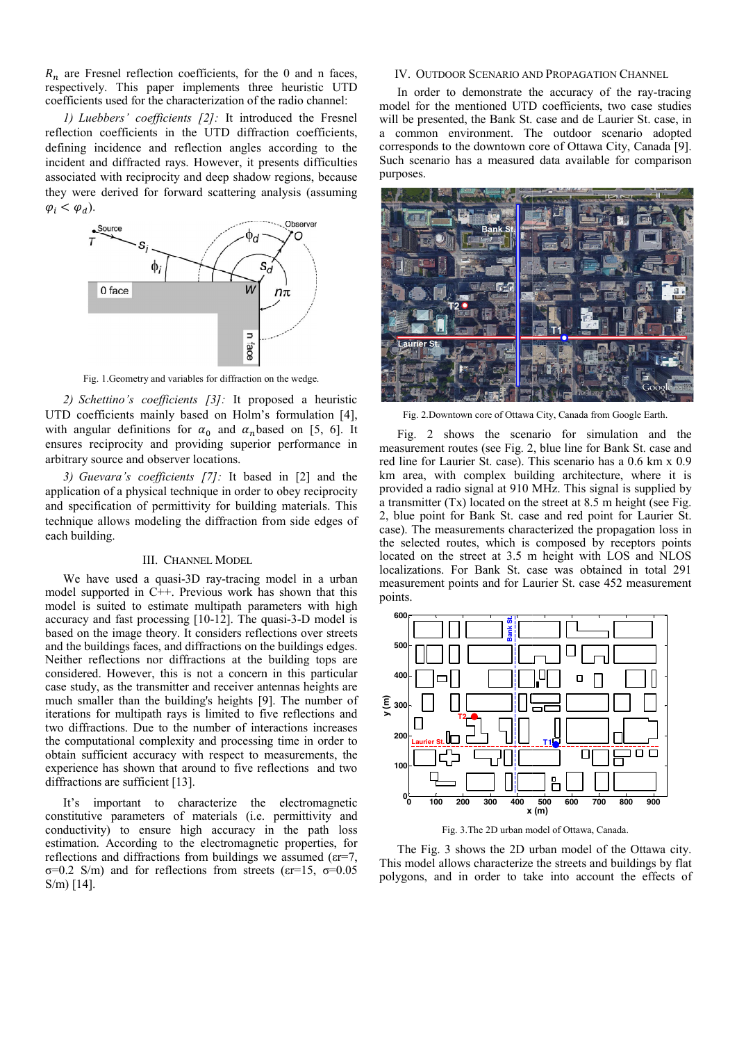$R_n$ are Fresnel reflection coefficients, for the 0 and n faces, respectively. This paper implements three heuristic UTD coefficients used for the characterization of the radio channel:

*1) Luebbers' coefficients [2]:* It introduced the Fresnel reflection coefficients in the UTD diffraction coefficients, defining incidence and reflection angles according to the incident and diffracted rays. However, it presents difficulties associated with reciprocity and deep shadow regions, because they were derived for forward scattering analysis (assuming $\varphi_i < \varphi_d$).

Source
T
$s_i$
$\phi_i$
$\phi_d$
Observer
O
$s_d$
0 face
W
$n\pi$
n face

Fig. 1.Geometry and variables for diffraction on the wedge.

*2) Schettino's coefficients [3]:* It proposed a heuristic UTD coefficients mainly based on Holm's formulation [4], with angular definitions for $\alpha_0$ and $\alpha_n$based on [5, 6]. It ensures reciprocity and providing superior performance in arbitrary source and observer locations.

*3) Guevara's coefficients [7]:* It based in [2] and the application of a physical technique in order to obey reciprocity and specification of permittivity for building materials. This technique allows modeling the diffraction from side edges of each building.

## III. Channel Model

We have used a quasi-3D ray-tracing model in a urban model supported in C++. Previous work has shown that this model is suited to estimate multipath parameters with high accuracy and fast processing [10-12]. The quasi-3-D model is based on the image theory. It considers reflections over streets and the buildings faces, and diffractions on the buildings edges. Neither reflections nor diffractions at the building tops are considered. However, this is not a concern in this particular case study, as the transmitter and receiver antennas heights are much smaller than the building's heights [9]. The number of iterations for multipath rays is limited to five reflections and two diffractions. Due to the number of interactions increases the computational complexity and processing time in order to obtain sufficient accuracy with respect to measurements, the experience has shown that around to five reflections and two diffractions are sufficient [13].

It's important to characterize the electromagnetic constitutive parameters of materials (i.e. permittivity and conductivity) to ensure high accuracy in the path loss estimation. According to the electromagnetic properties, for reflections and diffractions from buildings we assumed (εr=7, σ=0.2 S/m) and for reflections from streets (εr=15, σ=0.05 S/m) [14].

## IV. Outdoor Scenario and Propagation Channel

In order to demonstrate the accuracy of the ray-tracing model for the mentioned UTD coefficients, two case studies will be presented, the Bank St. case and de Laurier St. case, in a common environment. The outdoor scenario adopted corresponds to the downtown core of Ottawa City, Canada [9]. Such scenario has a measured data available for comparison purposes.

Bank St.
T2
T1
Laurier St.

Fig. 2.Downtown core of Ottawa City, Canada from Google Earth.

Fig. 2 shows the scenario for simulation and the measurement routes (see Fig. 2, blue line for Bank St. case and red line for Laurier St. case). This scenario has a 0.6 km x 0.9 km area, with complex building architecture, where it is provided a radio signal at 910 MHz. This signal is supplied by a transmitter (Tx) located on the street at 8.5 m height (see Fig. 2, blue point for Bank St. case and red point for Laurier St. case). The measurements characterized the propagation loss in the selected routes, which is composed by receptors points located on the street at 3.5 m height with LOS and NLOS localizations. For Bank St. case was obtained in total 291 measurement points and for Laurier St. case 452 measurement points.

y (m)
600
500
400
300
200
100
0
0 100 200 300 400 500 600 700 800 900
x (m)
Bank St.
T2
Laurier St.
T1

Fig. 3.The 2D urban model of Ottawa, Canada.

The Fig. 3 shows the 2D urban model of the Ottawa city. This model allows characterize the streets and buildings by flat polygons, and in order to take into account the effects of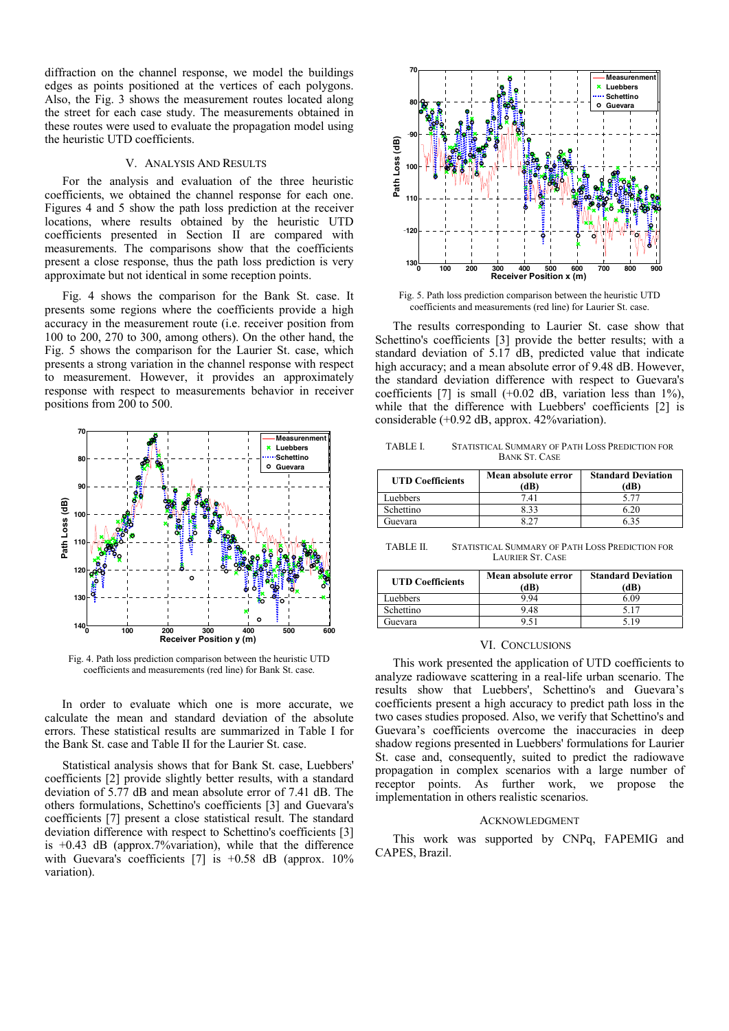diffraction on the channel response, we model the buildings edges as points positioned at the vertices of each polygons. Also, the Fig. 3 shows the measurement routes located along the street for each case study. The measurements obtained in these routes were used to evaluate the propagation model using the heuristic UTD coefficients.

## V. Analysis And Results

For the analysis and evaluation of the three heuristic coefficients, we obtained the channel response for each one. Figures 4 and 5 show the path loss prediction at the receiver locations, where results obtained by the heuristic UTD coefficients presented in Section II are compared with measurements. The comparisons show that the coefficients present a close response, thus the path loss prediction is very approximate but not identical in some reception points.

Fig. 4 shows the comparison for the Bank St. case. It presents some regions where the coefficients provide a high accuracy in the measurement route (i.e. receiver position from 100 to 200, 270 to 300, among others). On the other hand, the Fig. 5 shows the comparison for the Laurier St. case, which presents a strong variation in the channel response with respect to measurement. However, it provides an approximately response with respect to measurements behavior in receiver positions from 200 to 500.

Path Loss (dB)
Receiver Position y (m)
Measurenment
Luebbers
Schettino
Guevara

Fig. 4. Path loss prediction comparison between the heuristic UTD coefficients and measurements (red line) for Bank St. case.

In order to evaluate which one is more accurate, we calculate the mean and standard deviation of the absolute errors. These statistical results are summarized in Table I for the Bank St. case and Table II for the Laurier St. case.

Statistical analysis shows that for Bank St. case, Luebbers' coefficients [2] provide slightly better results, with a standard deviation of 5.77 dB and mean absolute error of 7.41 dB. The others formulations, Schettino's coefficients [3] and Guevara's coefficients [7] present a close statistical result. The standard deviation difference with respect to Schettino's coefficients [3] is +0.43 dB (approx.7%variation), while that the difference with Guevara's coefficients [7] is +0.58 dB (approx. 10% variation).

Path Loss (dB)
Receiver Position x (m)
Measurenment
Luebbers
Schettino
Guevara

Fig. 5. Path loss prediction comparison between the heuristic UTD coefficients and measurements (red line) for Laurier St. case.

The results corresponding to Laurier St. case show that Schettino's coefficients [3] provide the better results; with a standard deviation of 5.17 dB, predicted value that indicate high accuracy; and a mean absolute error of 9.48 dB. However, the standard deviation difference with respect to Guevara's coefficients [7] is small (+0.02 dB, variation less than 1%), while that the difference with Luebbers' coefficients [2] is considerable (+0.92 dB, approx. 42%variation).

TABLE I. Statistical Summary of Path Loss Prediction for Bank St. Case

| UTD Coefficients | Mean absolute error (dB) | Standard Deviation (dB) |
|---|---|---|
| Luebbers | 7.41 | 5.77 |
| Schettino | 8.33 | 6.20 |
| Guevara | 8.27 | 6.35 |

TABLE II. Statistical Summary of Path Loss Prediction for Laurier St. Case

| UTD Coefficients | Mean absolute error (dB) | Standard Deviation (dB) |
|---|---|---|
| Luebbers | 9.94 | 6.09 |
| Schettino | 9.48 | 5.17 |
| Guevara | 9.51 | 5.19 |

## VI. Conclusions

This work presented the application of UTD coefficients to analyze radiowave scattering in a real-life urban scenario. The results show that Luebbers', Schettino's and Guevara's coefficients present a high accuracy to predict path loss in the two cases studies proposed. Also, we verify that Schettino's and Guevara's coefficients overcome the inaccuracies in deep shadow regions presented in Luebbers' formulations for Laurier St. case and, consequently, suited to predict the radiowave propagation in complex scenarios with a large number of receptor points. As further work, we propose the implementation in others realistic scenarios.

## Acknowledgment

This work was supported by CNPq, FAPEMIG and CAPES, Brazil.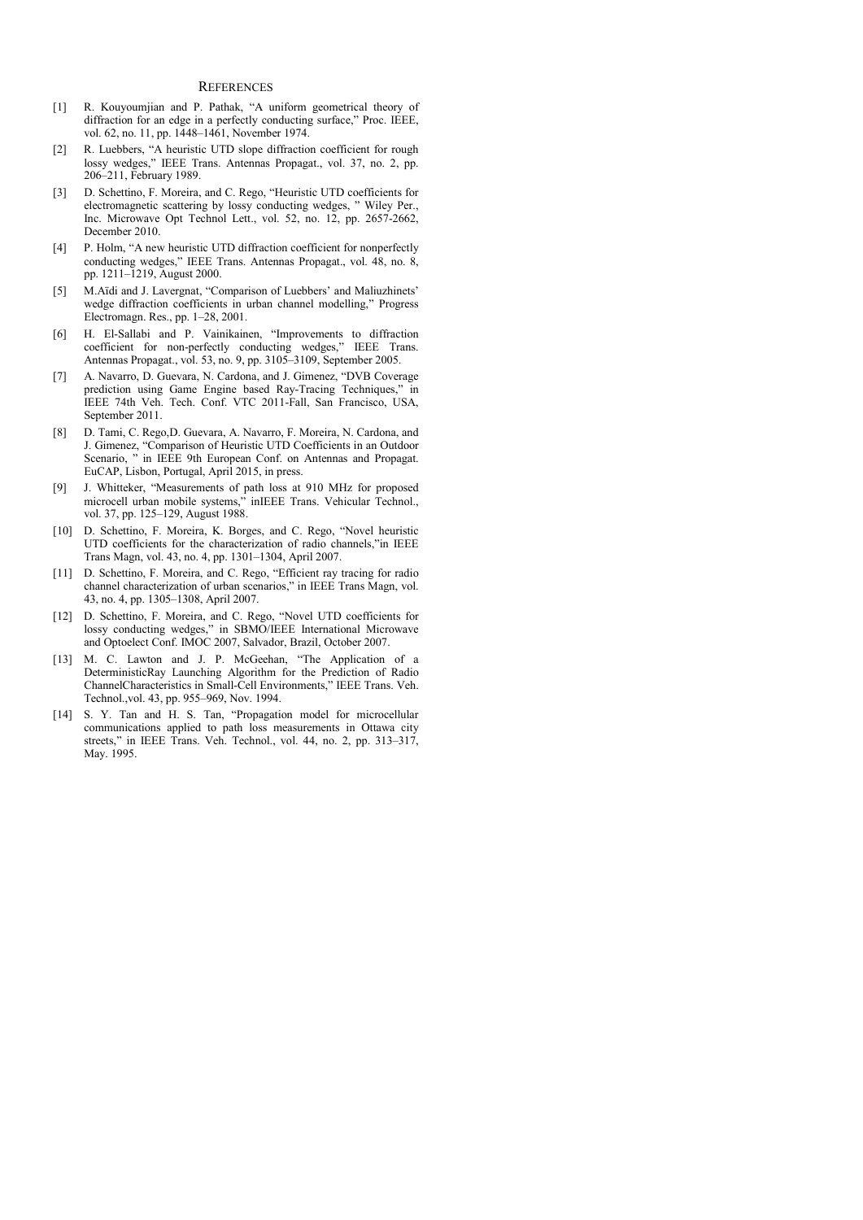# REFERENCES

- [1] R. Kouyoumjian and P. Pathak, "A uniform geometrical theory of diffraction for an edge in a perfectly conducting surface," Proc. IEEE, vol. 62, no. 11, pp. 1448–1461, November 1974.
- [2] R. Luebbers, "A heuristic UTD slope diffraction coefficient for rough lossy wedges," IEEE Trans. Antennas Propagat., vol. 37, no. 2, pp. 206–211, February 1989.
- [3] D. Schettino, F. Moreira, and C. Rego, "Heuristic UTD coefficients for electromagnetic scattering by lossy conducting wedges, " Wiley Per., Inc. Microwave Opt Technol Lett., vol. 52, no. 12, pp. 2657-2662, December 2010.
- [4] P. Holm, "A new heuristic UTD diffraction coefficient for nonperfectly conducting wedges," IEEE Trans. Antennas Propagat., vol. 48, no. 8, pp. 1211–1219, August 2000.
- [5] M.Aïdi and J. Lavergnat, "Comparison of Luebbers' and Maliuzhinets' wedge diffraction coefficients in urban channel modelling," Progress Electromagn. Res., pp. 1–28, 2001.
- [6] H. El-Sallabi and P. Vainikainen, "Improvements to diffraction coefficient for non-perfectly conducting wedges," IEEE Trans. Antennas Propagat., vol. 53, no. 9, pp. 3105–3109, September 2005.
- [7] A. Navarro, D. Guevara, N. Cardona, and J. Gimenez, "DVB Coverage prediction using Game Engine based Ray-Tracing Techniques," in IEEE 74th Veh. Tech. Conf. VTC 2011-Fall, San Francisco, USA, September 2011.
- [8] D. Tami, C. Rego,D. Guevara, A. Navarro, F. Moreira, N. Cardona, and J. Gimenez, "Comparison of Heuristic UTD Coefficients in an Outdoor Scenario, " in IEEE 9th European Conf. on Antennas and Propagat. EuCAP, Lisbon, Portugal, April 2015, in press.
- [9] J. Whitteker, "Measurements of path loss at 910 MHz for proposed microcell urban mobile systems," inIEEE Trans. Vehicular Technol., vol. 37, pp. 125–129, August 1988.
- [10] D. Schettino, F. Moreira, K. Borges, and C. Rego, "Novel heuristic UTD coefficients for the characterization of radio channels,"in IEEE Trans Magn, vol. 43, no. 4, pp. 1301–1304, April 2007.
- [11] D. Schettino, F. Moreira, and C. Rego, "Efficient ray tracing for radio channel characterization of urban scenarios," in IEEE Trans Magn, vol. 43, no. 4, pp. 1305–1308, April 2007.
- [12] D. Schettino, F. Moreira, and C. Rego, "Novel UTD coefficients for lossy conducting wedges," in SBMO/IEEE International Microwave and Optoelect Conf. IMOC 2007, Salvador, Brazil, October 2007.
- [13] M. C. Lawton and J. P. McGeehan, "The Application of a DeterministicRay Launching Algorithm for the Prediction of Radio ChannelCharacteristics in Small-Cell Environments," IEEE Trans. Veh. Technol.,vol. 43, pp. 955–969, Nov. 1994.
- [14] S. Y. Tan and H. S. Tan, "Propagation model for microcellular communications applied to path loss measurements in Ottawa city streets," in IEEE Trans. Veh. Technol., vol. 44, no. 2, pp. 313–317, May. 1995.